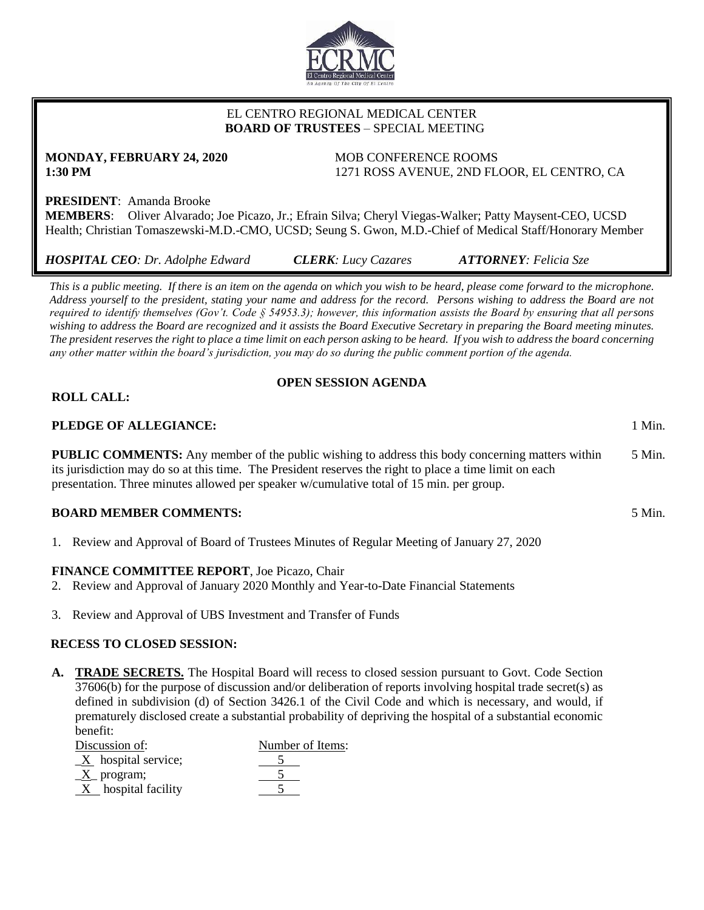EL CENTRO REGIONAL MEDICAL CENTER
**BOARD OF TRUSTEES** – SPECIAL MEETING

**MONDAY, FEBRUARY 24, 2020**
**1:30 PM**

MOB CONFERENCE ROOMS
1271 ROSS AVENUE, 2ND FLOOR, EL CENTRO, CA

**PRESIDENT**: Amanda Brooke
**MEMBERS**: Oliver Alvarado; Joe Picazo, Jr.; Efrain Silva; Cheryl Viegas-Walker; Patty Maysent-CEO, UCSD Health; Christian Tomaszewski-M.D.-CMO, UCSD; Seung S. Gwon, M.D.-Chief of Medical Staff/Honorary Member

***HOSPITAL CEO****: Dr. Adolphe Edward* ***CLERK****: Lucy Cazares* ***ATTORNEY****: Felicia Sze*

*This is a public meeting. If there is an item on the agenda on which you wish to be heard, please come forward to the microphone. Address yourself to the president, stating your name and address for the record. Persons wishing to address the Board are not required to identify themselves (Gov't. Code § 54953.3); however, this information assists the Board by ensuring that all persons wishing to address the Board are recognized and it assists the Board Executive Secretary in preparing the Board meeting minutes. The president reserves the right to place a time limit on each person asking to be heard. If you wish to address the board concerning any other matter within the board's jurisdiction, you may do so during the public comment portion of the agenda.*

**OPEN SESSION AGENDA**

**ROLL CALL:**

**PLEDGE OF ALLEGIANCE:** 1 Min.

**PUBLIC COMMENTS:** Any member of the public wishing to address this body concerning matters within its jurisdiction may do so at this time. The President reserves the right to place a time limit on each presentation. Three minutes allowed per speaker w/cumulative total of 15 min. per group. 5 Min.

**BOARD MEMBER COMMENTS:** 5 Min.

1. Review and Approval of Board of Trustees Minutes of Regular Meeting of January 27, 2020

**FINANCE COMMITTEE REPORT**, Joe Picazo, Chair

2. Review and Approval of January 2020 Monthly and Year-to-Date Financial Statements
3. Review and Approval of UBS Investment and Transfer of Funds

**RECESS TO CLOSED SESSION:**

**A. TRADE SECRETS.** The Hospital Board will recess to closed session pursuant to Govt. Code Section 37606(b) for the purpose of discussion and/or deliberation of reports involving hospital trade secret(s) as defined in subdivision (d) of Section 3426.1 of the Civil Code and which is necessary, and would, if prematurely disclosed create a substantial probability of depriving the hospital of a substantial economic benefit:

| Discussion of: | Number of Items: |
|---|---|
| X hospital service; | 5 |
| X program; | 5 |
| X hospital facility | 5 |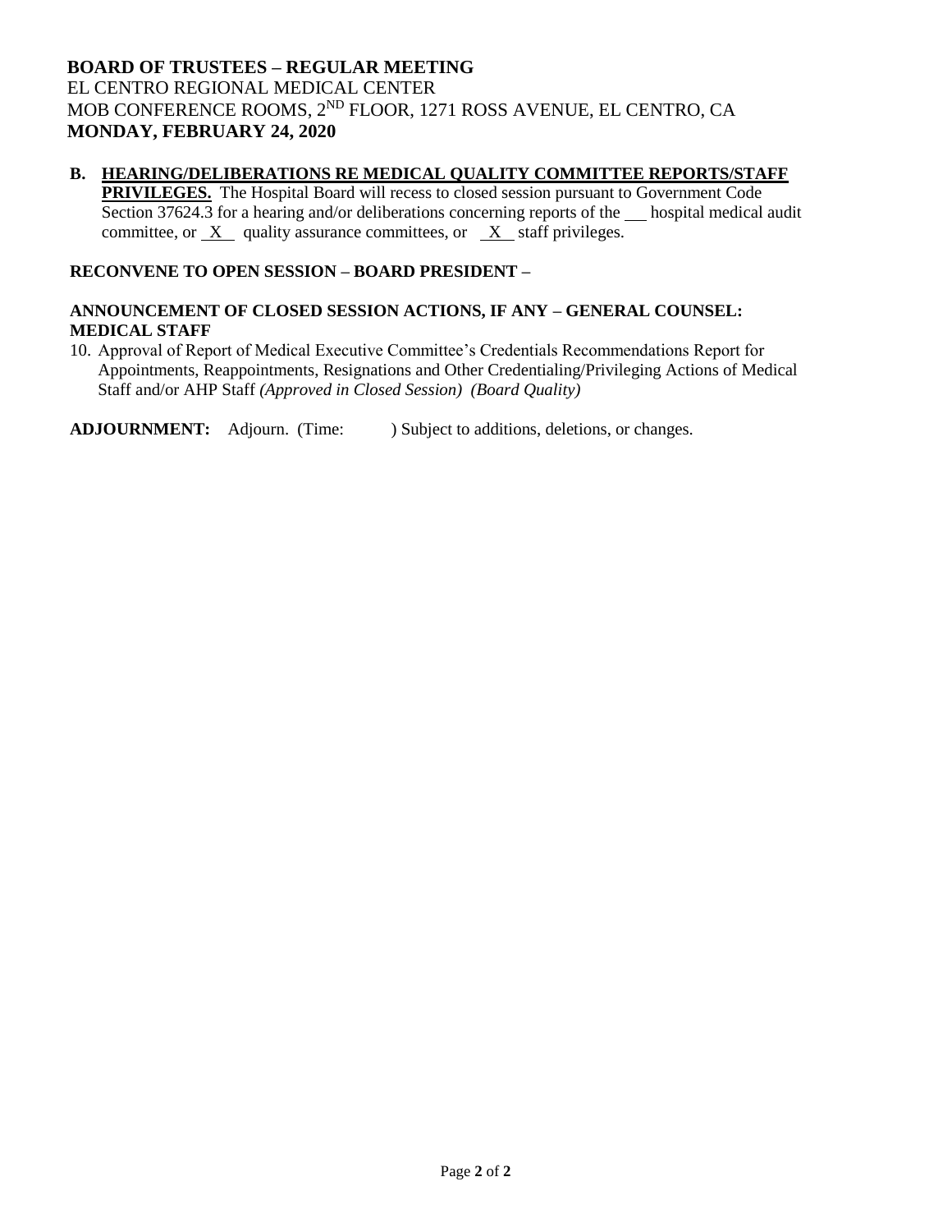**BOARD OF TRUSTEES – REGULAR MEETING**
EL CENTRO REGIONAL MEDICAL CENTER
MOB CONFERENCE ROOMS, 2ND FLOOR, 1271 ROSS AVENUE, EL CENTRO, CA
**MONDAY, FEBRUARY 24, 2020**

**B. HEARING/DELIBERATIONS RE MEDICAL QUALITY COMMITTEE REPORTS/STAFF PRIVILEGES.** The Hospital Board will recess to closed session pursuant to Government Code Section 37624.3 for a hearing and/or deliberations concerning reports of the \_\_ hospital medical audit committee, or \_X\_ quality assurance committees, or \_X\_ staff privileges.

**RECONVENE TO OPEN SESSION – BOARD PRESIDENT –**

**ANNOUNCEMENT OF CLOSED SESSION ACTIONS, IF ANY – GENERAL COUNSEL: MEDICAL STAFF**

10. Approval of Report of Medical Executive Committee's Credentials Recommendations Report for Appointments, Reappointments, Resignations and Other Credentialing/Privileging Actions of Medical Staff and/or AHP Staff *(Approved in Closed Session) (Board Quality)*

**ADJOURNMENT:** Adjourn. (Time: ) Subject to additions, deletions, or changes.